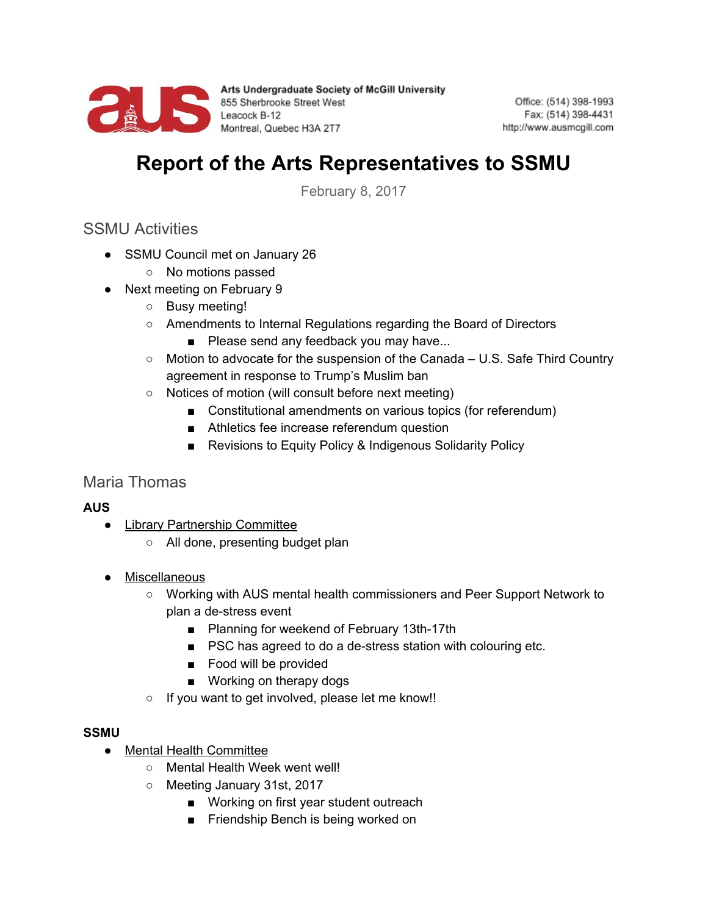Arts Undergraduate Society of McGill University
855 Sherbrooke Street West
Leacock B-12
Montreal, Quebec H3A 2T7

Office: (514) 398-1993
Fax: (514) 398-4431
http://www.ausmcgill.com

# Report of the Arts Representatives to SSMU

February 8, 2017

## SSMU Activities

- SSMU Council met on January 26
  - No motions passed
- Next meeting on February 9
  - Busy meeting!
  - Amendments to Internal Regulations regarding the Board of Directors
    - Please send any feedback you may have...
  - Motion to advocate for the suspension of the Canada – U.S. Safe Third Country agreement in response to Trump's Muslim ban
  - Notices of motion (will consult before next meeting)
    - Constitutional amendments on various topics (for referendum)
    - Athletics fee increase referendum question
    - Revisions to Equity Policy & Indigenous Solidarity Policy

## Maria Thomas

**AUS**

- Library Partnership Committee
  - All done, presenting budget plan
- Miscellaneous
  - Working with AUS mental health commissioners and Peer Support Network to plan a de-stress event
    - Planning for weekend of February 13th-17th
    - PSC has agreed to do a de-stress station with colouring etc.
    - Food will be provided
    - Working on therapy dogs
  - If you want to get involved, please let me know!!

**SSMU**

- Mental Health Committee
  - Mental Health Week went well!
  - Meeting January 31st, 2017
    - Working on first year student outreach
    - Friendship Bench is being worked on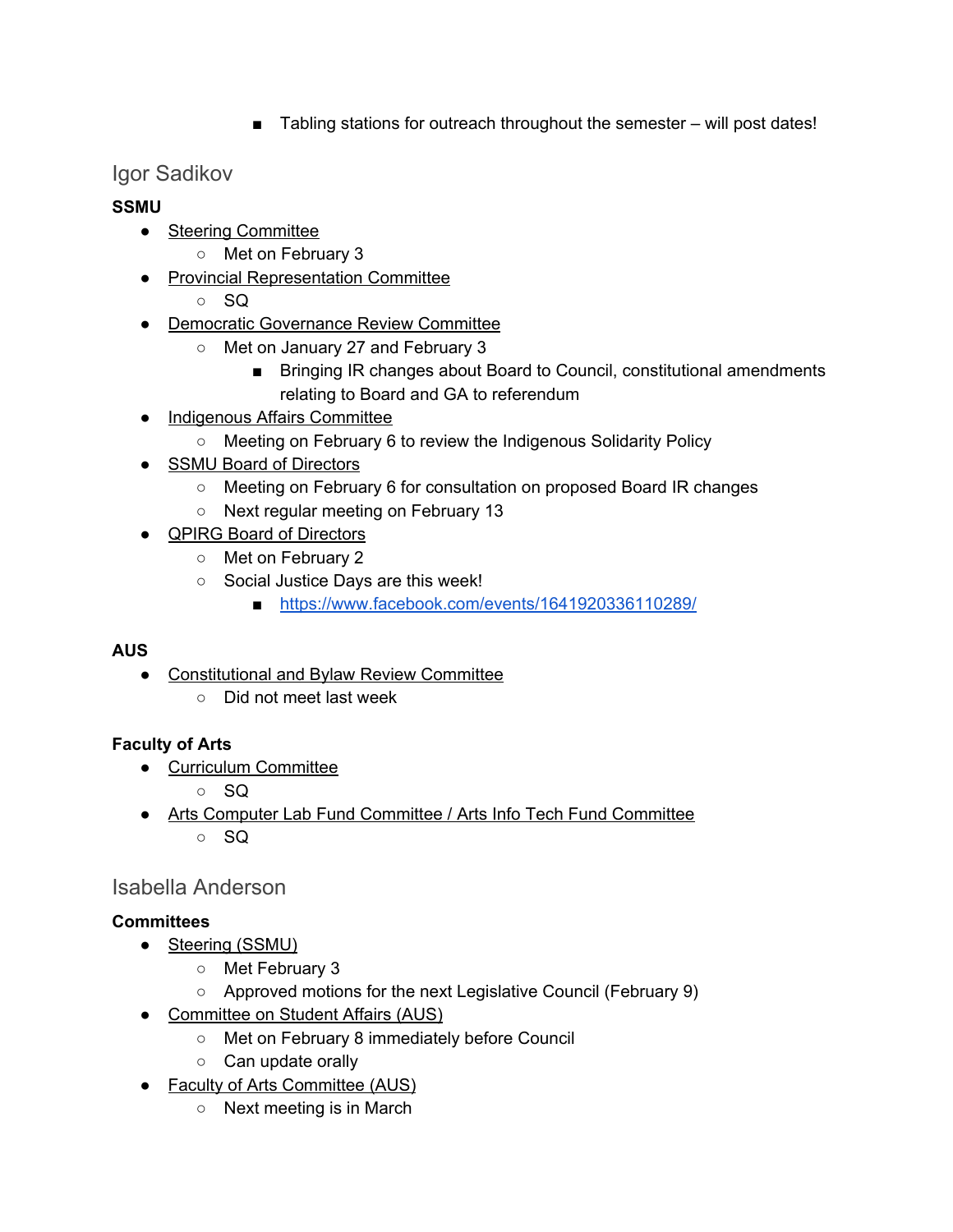- Tabling stations for outreach throughout the semester – will post dates!

## Igor Sadikov

**SSMU**

- Steering Committee
    - Met on February 3
- Provincial Representation Committee
    - SQ
- Democratic Governance Review Committee
    - Met on January 27 and February 3
        - Bringing IR changes about Board to Council, constitutional amendments relating to Board and GA to referendum
- Indigenous Affairs Committee
    - Meeting on February 6 to review the Indigenous Solidarity Policy
- SSMU Board of Directors
    - Meeting on February 6 for consultation on proposed Board IR changes
    - Next regular meeting on February 13
- QPIRG Board of Directors
    - Met on February 2
    - Social Justice Days are this week!
        - https://www.facebook.com/events/1641920336110289/

**AUS**

- Constitutional and Bylaw Review Committee
    - Did not meet last week

**Faculty of Arts**

- Curriculum Committee
    - SQ
- Arts Computer Lab Fund Committee / Arts Info Tech Fund Committee
    - SQ

## Isabella Anderson

**Committees**

- Steering (SSMU)
    - Met February 3
    - Approved motions for the next Legislative Council (February 9)
- Committee on Student Affairs (AUS)
    - Met on February 8 immediately before Council
    - Can update orally
- Faculty of Arts Committee (AUS)
    - Next meeting is in March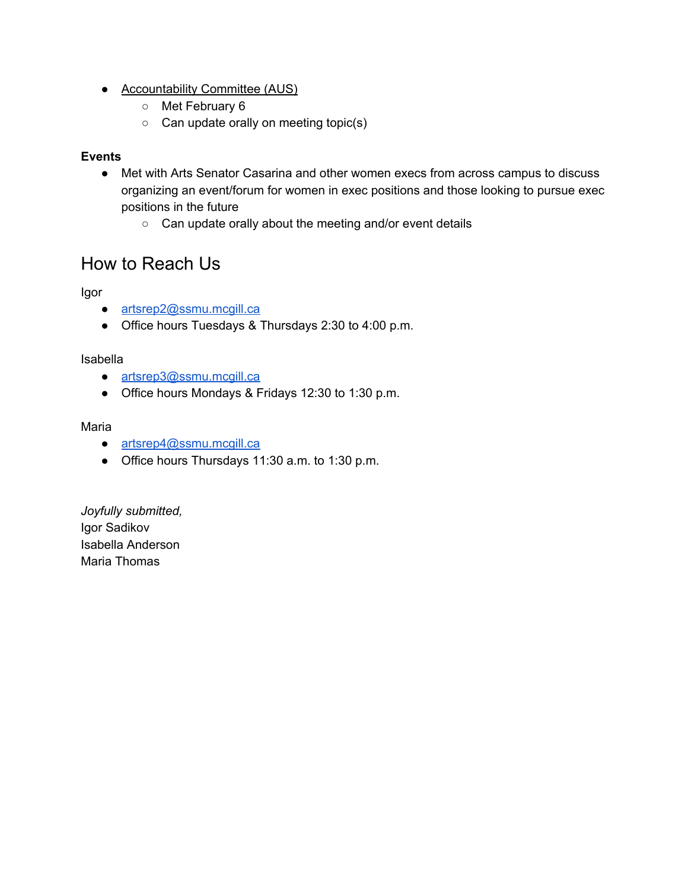- Accountability Committee (AUS)
    - Met February 6
    - Can update orally on meeting topic(s)

**Events**

- Met with Arts Senator Casarina and other women execs from across campus to discuss organizing an event/forum for women in exec positions and those looking to pursue exec positions in the future
    - Can update orally about the meeting and/or event details

## How to Reach Us

Igor

- [artsrep2@ssmu.mcgill.ca](mailto:artsrep2@ssmu.mcgill.ca)
- Office hours Tuesdays & Thursdays 2:30 to 4:00 p.m.

Isabella

- [artsrep3@ssmu.mcgill.ca](mailto:artsrep3@ssmu.mcgill.ca)
- Office hours Mondays & Fridays 12:30 to 1:30 p.m.

Maria

- [artsrep4@ssmu.mcgill.ca](mailto:artsrep4@ssmu.mcgill.ca)
- Office hours Thursdays 11:30 a.m. to 1:30 p.m.

*Joyfully submitted,*
Igor Sadikov
Isabella Anderson
Maria Thomas